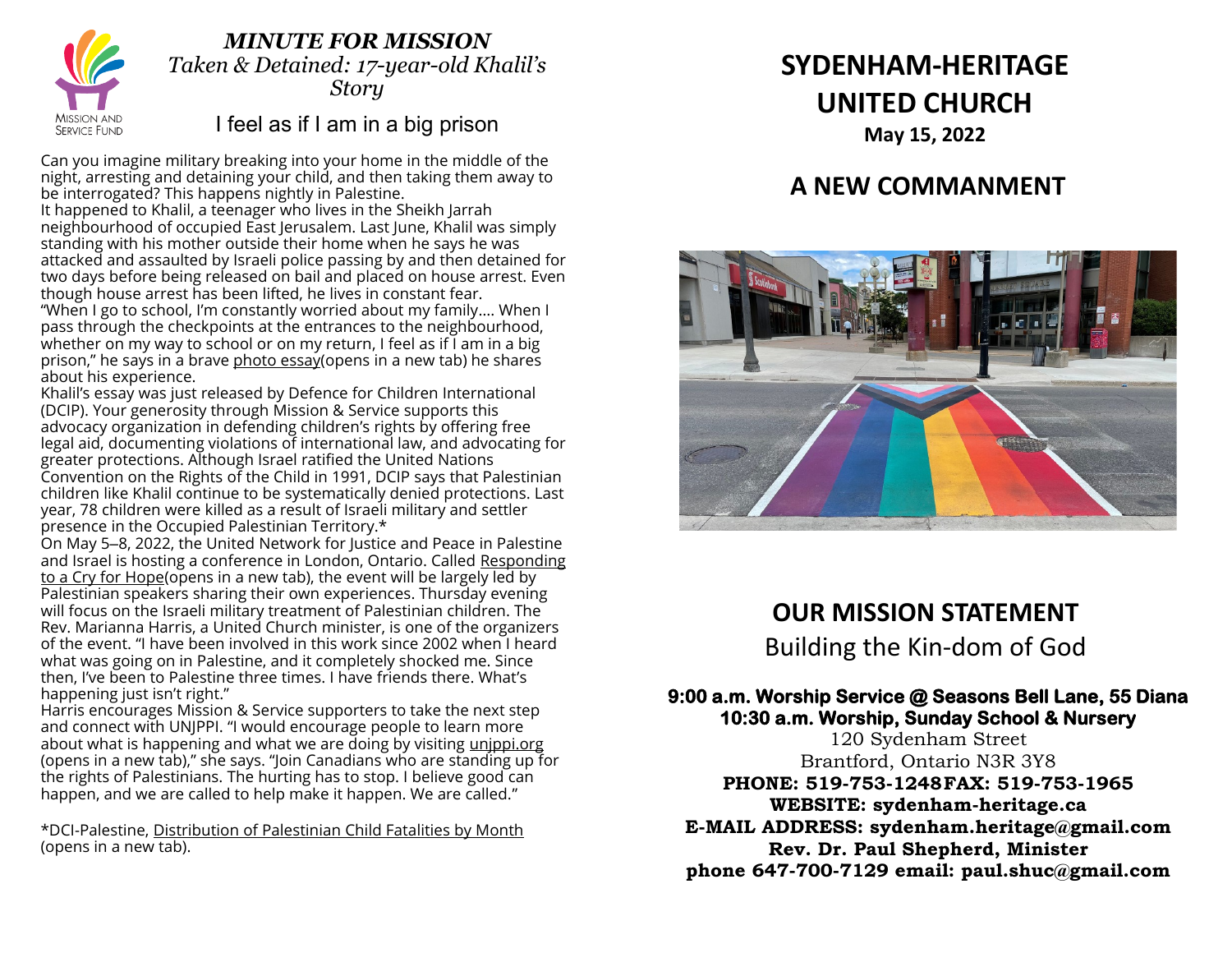## *MINUTE FOR MISSION*

*Taken & Detained: 17-year-old Khalil's Story*

### I feel as if I am in a big prison

Can you imagine military breaking into your home in the middle of the night, arresting and detaining your child, and then taking them away to be interrogated? This happens nightly in Palestine.

It happened to Khalil, a teenager who lives in the Sheikh Jarrah neighbourhood of occupied East Jerusalem. Last June, Khalil was simply standing with his mother outside their home when he says he was attacked and assaulted by Israeli police passing by and then detained for two days before being released on bail and placed on house arrest. Even though house arrest has been lifted, he lives in constant fear.

"When I go to school, I'm constantly worried about my family.... When I pass through the checkpoints at the entrances to the neighbourhood, whether on my way to school or on my return, I feel as if I am in a big prison," he says in a brave photo essay(opens in a new tab) he shares about his experience.

Khalil's essay was just released by Defence for Children International (DCIP). Your generosity through Mission & Service supports this advocacy organization in defending children's rights by offering free legal aid, documenting violations of international law, and advocating for greater protections. Although Israel ratified the United Nations Convention on the Rights of the Child in 1991, DCIP says that Palestinian children like Khalil continue to be systematically denied protections. Last year, 78 children were killed as a result of Israeli military and settler presence in the Occupied Palestinian Territory.*

On May 5–8, 2022, the United Network for Justice and Peace in Palestine and Israel is hosting a conference in London, Ontario. Called Responding to a Cry for Hope(opens in a new tab), the event will be largely led by Palestinian speakers sharing their own experiences. Thursday evening will focus on the Israeli military treatment of Palestinian children. The Rev. Marianna Harris, a United Church minister, is one of the organizers of the event. "I have been involved in this work since 2002 when I heard what was going on in Palestine, and it completely shocked me. Since then, I've been to Palestine three times. I have friends there. What's happening just isn't right."

Harris encourages Mission & Service supporters to take the next step and connect with UNJPPI. "I would encourage people to learn more about what is happening and what we are doing by visiting unjppi.org (opens in a new tab)," she says. "Join Canadians who are standing up for the rights of Palestinians. The hurting has to stop. I believe good can happen, and we are called to help make it happen. We are called."

*DCI-Palestine, Distribution of Palestinian Child Fatalities by Month (opens in a new tab).

# SYDENHAM-HERITAGE UNITED CHURCH

**May 15, 2022**

## A NEW COMMANMENT

## OUR MISSION STATEMENT

Building the Kin-dom of God

**9:00 a.m. Worship Service @ Seasons Bell Lane, 55 Diana**
**10:30 a.m. Worship, Sunday School & Nursery**

120 Sydenham Street
Brantford, Ontario N3R 3Y8

**PHONE: 519-753-1248 FAX: 519-753-1965**
**WEBSITE: sydenham-heritage.ca**
**E-MAIL ADDRESS: sydenham.heritage@gmail.com**
**Rev. Dr. Paul Shepherd, Minister**
**phone 647-700-7129 email: paul.shuc@gmail.com**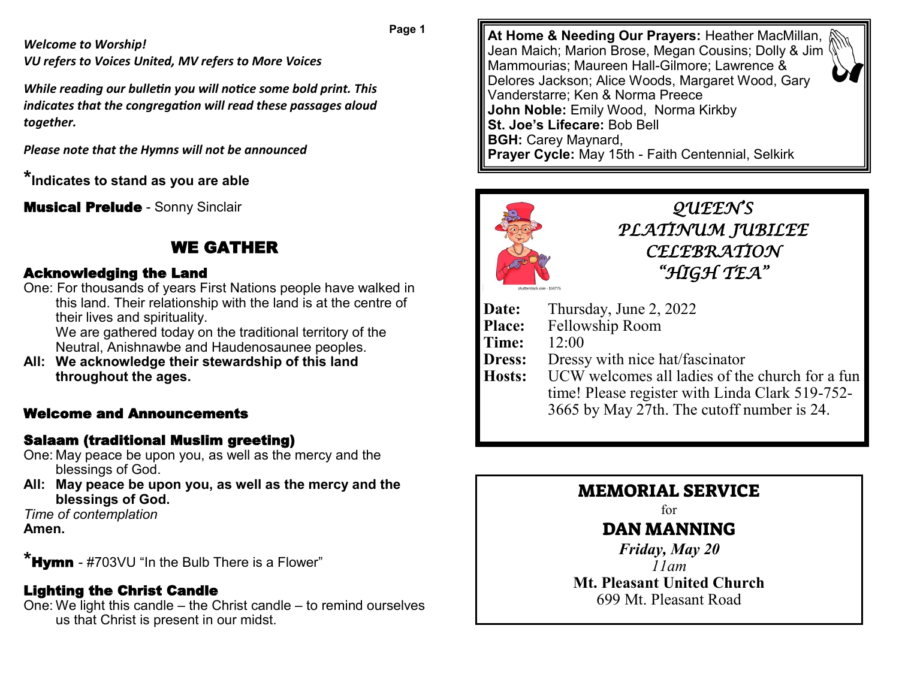*Welcome to Worship!*
*VU refers to Voices United, MV refers to More Voices*

*While reading our bulletin you will notice some bold print. This indicates that the congregation will read these passages aloud together.*

*Please note that the Hymns will not be announced*

***Indicates to stand as you are able**

**Musical Prelude** - Sonny Sinclair

## WE GATHER

### Acknowledging the Land

One: For thousands of years First Nations people have walked in this land. Their relationship with the land is at the centre of their lives and spirituality.
We are gathered today on the traditional territory of the Neutral, Anishnawbe and Haudenosaunee peoples.

**All: We acknowledge their stewardship of this land throughout the ages.**

### Welcome and Announcements

### Salaam (traditional Muslim greeting)

One: May peace be upon you, as well as the mercy and the blessings of God.

**All: May peace be upon you, as well as the mercy and the blessings of God.**

*Time of contemplation*

**Amen.**

***Hymn** - #703VU "In the Bulb There is a Flower"

### Lighting the Christ Candle

One: We light this candle – the Christ candle – to remind ourselves us that Christ is present in our midst.

---

**At Home & Needing Our Prayers:** Heather MacMillan, Jean Maich; Marion Brose, Megan Cousins; Dolly & Jim Mammourias; Maureen Hall-Gilmore; Lawrence & Delores Jackson; Alice Woods, Margaret Wood, Gary Vanderstarre; Ken & Norma Preece
**John Noble:** Emily Wood, Norma Kirkby
**St. Joe's Lifecare:** Bob Bell
**BGH:** Carey Maynard,
**Prayer Cycle:** May 15th - Faith Centennial, Selkirk

---

*QUEEN'S PLATINUM JUBILEE CELEBRATION "HIGH TEA"*

**Date:** Thursday, June 2, 2022
**Place:** Fellowship Room
**Time:** 12:00
**Dress:** Dressy with nice hat/fascinator
**Hosts:** UCW welcomes all ladies of the church for a fun time! Please register with Linda Clark 519-752-3665 by May 27th. The cutoff number is 24.

---

**MEMORIAL SERVICE**
for
**DAN MANNING**
***Friday, May 20***
*11am*
**Mt. Pleasant United Church**
699 Mt. Pleasant Road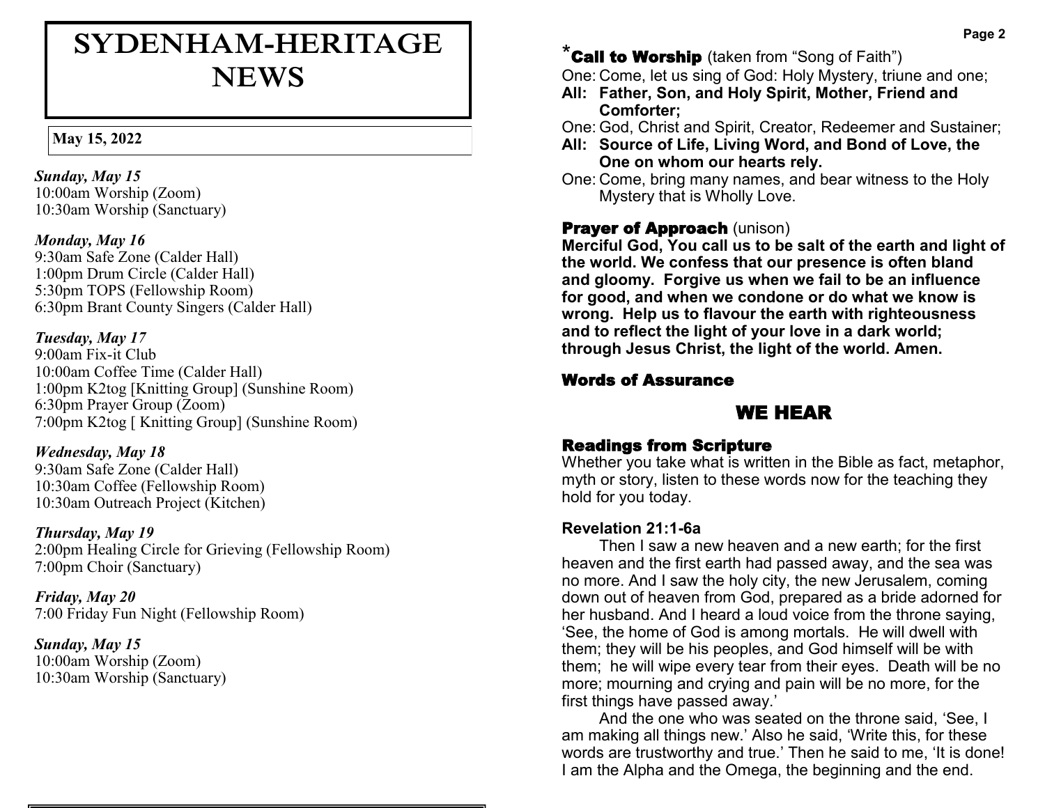# SYDENHAM-HERITAGE NEWS

**May 15, 2022**

***Sunday, May 15***
10:00am Worship (Zoom)
10:30am Worship (Sanctuary)

***Monday, May 16***
9:30am Safe Zone (Calder Hall)
1:00pm Drum Circle (Calder Hall)
5:30pm TOPS (Fellowship Room)
6:30pm Brant County Singers (Calder Hall)

***Tuesday, May 17***
9:00am Fix-it Club
10:00am Coffee Time (Calder Hall)
1:00pm K2tog [Knitting Group] (Sunshine Room)
6:30pm Prayer Group (Zoom)
7:00pm K2tog [ Knitting Group] (Sunshine Room)

***Wednesday, May 18***
9:30am Safe Zone (Calder Hall)
10:30am Coffee (Fellowship Room)
10:30am Outreach Project (Kitchen)

***Thursday, May 19***
2:00pm Healing Circle for Grieving (Fellowship Room)
7:00pm Choir (Sanctuary)

***Friday, May 20***
7:00 Friday Fun Night (Fellowship Room)

***Sunday, May 15***
10:00am Worship (Zoom)
10:30am Worship (Sanctuary)

### *Call to Worship (taken from "Song of Faith")

One: Come, let us sing of God: Holy Mystery, triune and one;
**All: Father, Son, and Holy Spirit, Mother, Friend and Comforter;**
One: God, Christ and Spirit, Creator, Redeemer and Sustainer;
**All: Source of Life, Living Word, and Bond of Love, the One on whom our hearts rely.**
One: Come, bring many names, and bear witness to the Holy Mystery that is Wholly Love.

### Prayer of Approach (unison)

**Merciful God, You call us to be salt of the earth and light of the world. We confess that our presence is often bland and gloomy. Forgive us when we fail to be an influence for good, and when we condone or do what we know is wrong. Help us to flavour the earth with righteousness and to reflect the light of your love in a dark world; through Jesus Christ, the light of the world. Amen.**

### Words of Assurance

## WE HEAR

### Readings from Scripture

Whether you take what is written in the Bible as fact, metaphor, myth or story, listen to these words now for the teaching they hold for you today.

**Revelation 21:1-6a**

Then I saw a new heaven and a new earth; for the first heaven and the first earth had passed away, and the sea was no more. And I saw the holy city, the new Jerusalem, coming down out of heaven from God, prepared as a bride adorned for her husband. And I heard a loud voice from the throne saying, 'See, the home of God is among mortals. He will dwell with them; they will be his peoples, and God himself will be with them; he will wipe every tear from their eyes. Death will be no more; mourning and crying and pain will be no more, for the first things have passed away.'

And the one who was seated on the throne said, 'See, I am making all things new.' Also he said, 'Write this, for these words are trustworthy and true.' Then he said to me, 'It is done! I am the Alpha and the Omega, the beginning and the end.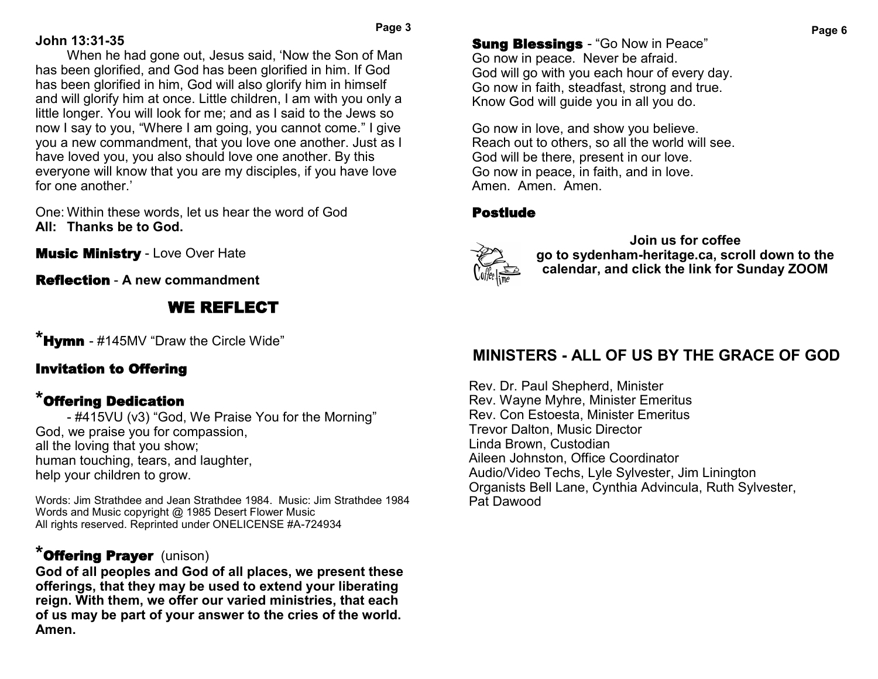**John 13:31-35**

When he had gone out, Jesus said, 'Now the Son of Man has been glorified, and God has been glorified in him. If God has been glorified in him, God will also glorify him in himself and will glorify him at once. Little children, I am with you only a little longer. You will look for me; and as I said to the Jews so now I say to you, "Where I am going, you cannot come." I give you a new commandment, that you love one another. Just as I have loved you, you also should love one another. By this everyone will know that you are my disciples, if you have love for one another.'

One: Within these words, let us hear the word of God
**All: Thanks be to God.**

**Music Ministry** - Love Over Hate

**Reflection** - **A new commandment**

## WE REFLECT

***Hymn** - #145MV "Draw the Circle Wide"

**Invitation to Offering**

***Offering Dedication**

- #415VU (v3) "God, We Praise You for the Morning"
God, we praise you for compassion,
all the loving that you show;
human touching, tears, and laughter,
help your children to grow.

Words: Jim Strathdee and Jean Strathdee 1984. Music: Jim Strathdee 1984
Words and Music copyright @ 1985 Desert Flower Music
All rights reserved. Reprinted under ONELICENSE #A-724934

***Offering Prayer** (unison)
**God of all peoples and God of all places, we present these offerings, that they may be used to extend your liberating reign. With them, we offer our varied ministries, that each of us may be part of your answer to the cries of the world. Amen.**

**Sung Blessings** - "Go Now in Peace"
Go now in peace. Never be afraid.
God will go with you each hour of every day.
Go now in faith, steadfast, strong and true.
Know God will guide you in all you do.

Go now in love, and show you believe.
Reach out to others, so all the world will see.
God will be there, present in our love.
Go now in peace, in faith, and in love.
Amen. Amen. Amen.

**Postlude**

**Join us for coffee**
**go to sydenham-heritage.ca, scroll down to the calendar, and click the link for Sunday ZOOM**

## MINISTERS - ALL OF US BY THE GRACE OF GOD

Rev. Dr. Paul Shepherd, Minister
Rev. Wayne Myhre, Minister Emeritus
Rev. Con Estoesta, Minister Emeritus
Trevor Dalton, Music Director
Linda Brown, Custodian
Aileen Johnston, Office Coordinator
Audio/Video Techs, Lyle Sylvester, Jim Linington
Organists Bell Lane, Cynthia Advincula, Ruth Sylvester, Pat Dawood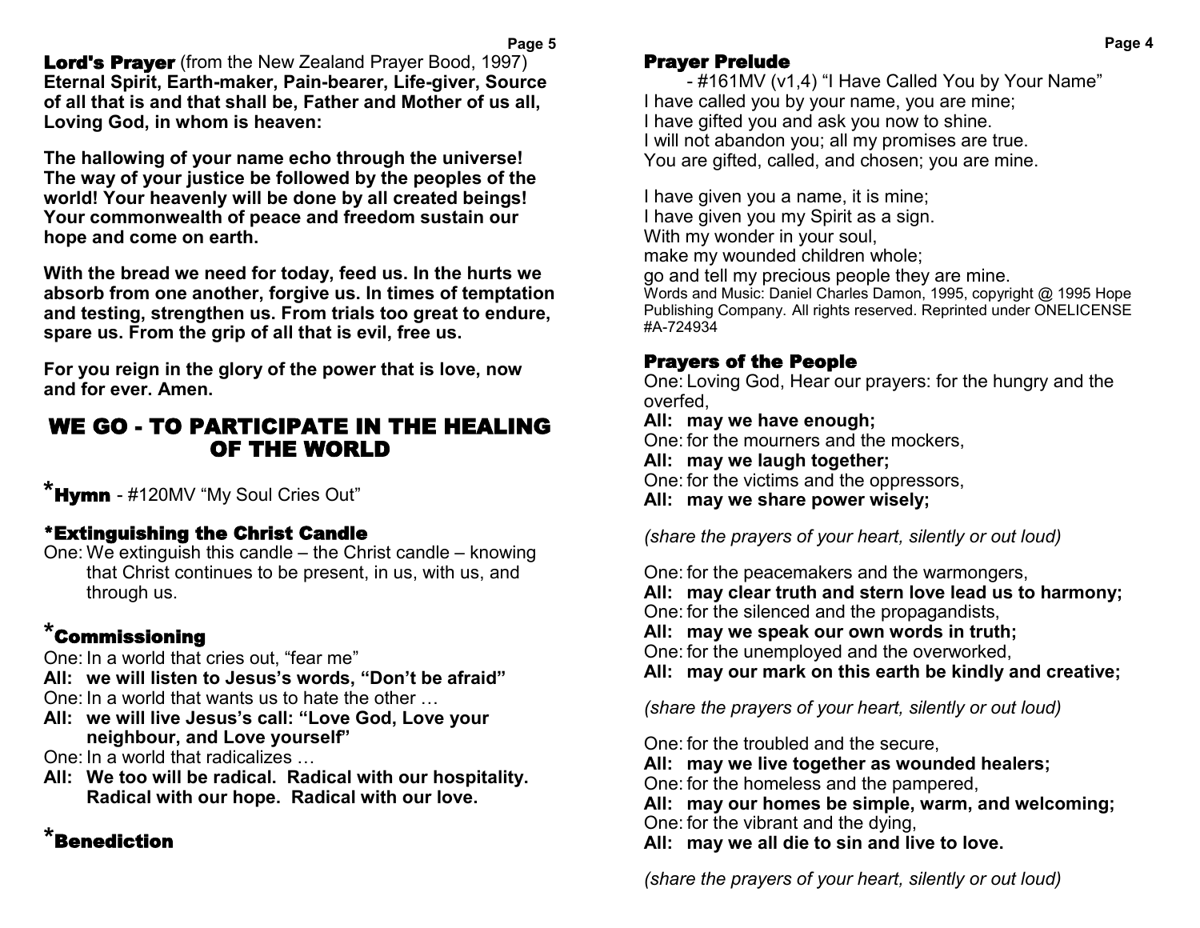**Lord's Prayer** (from the New Zealand Prayer Bood, 1997)
**Eternal Spirit, Earth-maker, Pain-bearer, Life-giver, Source of all that is and that shall be, Father and Mother of us all, Loving God, in whom is heaven:**

**The hallowing of your name echo through the universe! The way of your justice be followed by the peoples of the world! Your heavenly will be done by all created beings! Your commonwealth of peace and freedom sustain our hope and come on earth.**

**With the bread we need for today, feed us. In the hurts we absorb from one another, forgive us. In times of temptation and testing, strengthen us. From trials too great to endure, spare us. From the grip of all that is evil, free us.**

**For you reign in the glory of the power that is love, now and for ever. Amen.**

## WE GO - TO PARTICIPATE IN THE HEALING OF THE WORLD

***Hymn** - #120MV "My Soul Cries Out"

### *Extinguishing the Christ Candle

One: We extinguish this candle – the Christ candle – knowing that Christ continues to be present, in us, with us, and through us.

### *Commissioning

One: In a world that cries out, "fear me"
**All: we will listen to Jesus's words, "Don't be afraid"**
One: In a world that wants us to hate the other …
**All: we will live Jesus's call: "Love God, Love your neighbour, and Love yourself"**
One: In a world that radicalizes …
**All: We too will be radical. Radical with our hospitality. Radical with our hope. Radical with our love.**

### *Benediction

### Prayer Prelude

- #161MV (v1,4) "I Have Called You by Your Name"

I have called you by your name, you are mine;
I have gifted you and ask you now to shine.
I will not abandon you; all my promises are true.
You are gifted, called, and chosen; you are mine.

I have given you a name, it is mine;
I have given you my Spirit as a sign.
With my wonder in your soul,
make my wounded children whole;
go and tell my precious people they are mine.

Words and Music: Daniel Charles Damon, 1995, copyright @ 1995 Hope Publishing Company. All rights reserved. Reprinted under ONELICENSE #A-724934

### Prayers of the People

One: Loving God, Hear our prayers: for the hungry and the overfed,
**All: may we have enough;**
One: for the mourners and the mockers,
**All: may we laugh together;**
One: for the victims and the oppressors,
**All: may we share power wisely;**

*(share the prayers of your heart, silently or out loud)*

One: for the peacemakers and the warmongers,
**All: may clear truth and stern love lead us to harmony;**
One: for the silenced and the propagandists,
**All: may we speak our own words in truth;**
One: for the unemployed and the overworked,
**All: may our mark on this earth be kindly and creative;**

*(share the prayers of your heart, silently or out loud)*

One: for the troubled and the secure,
**All: may we live together as wounded healers;**
One: for the homeless and the pampered,
**All: may our homes be simple, warm, and welcoming;**
One: for the vibrant and the dying,
**All: may we all die to sin and live to love.**

*(share the prayers of your heart, silently or out loud)*